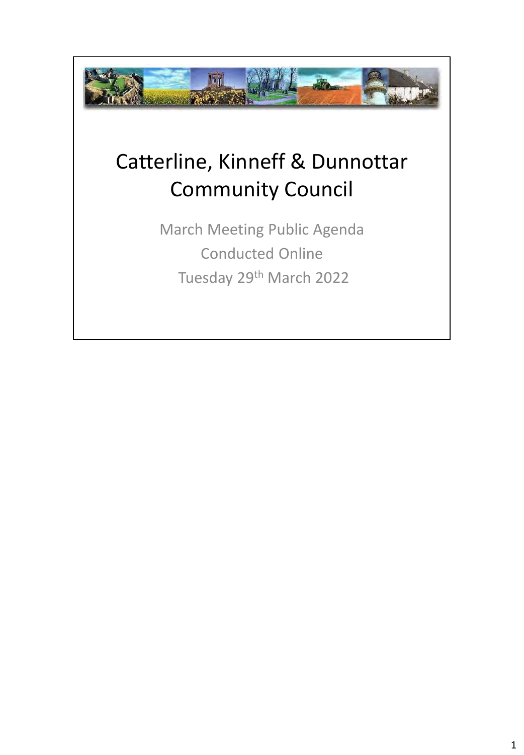# Catterline, Kinneff & Dunnottar Community Council

March Meeting Public Agenda

Conducted Online

Tuesday 29th March 2022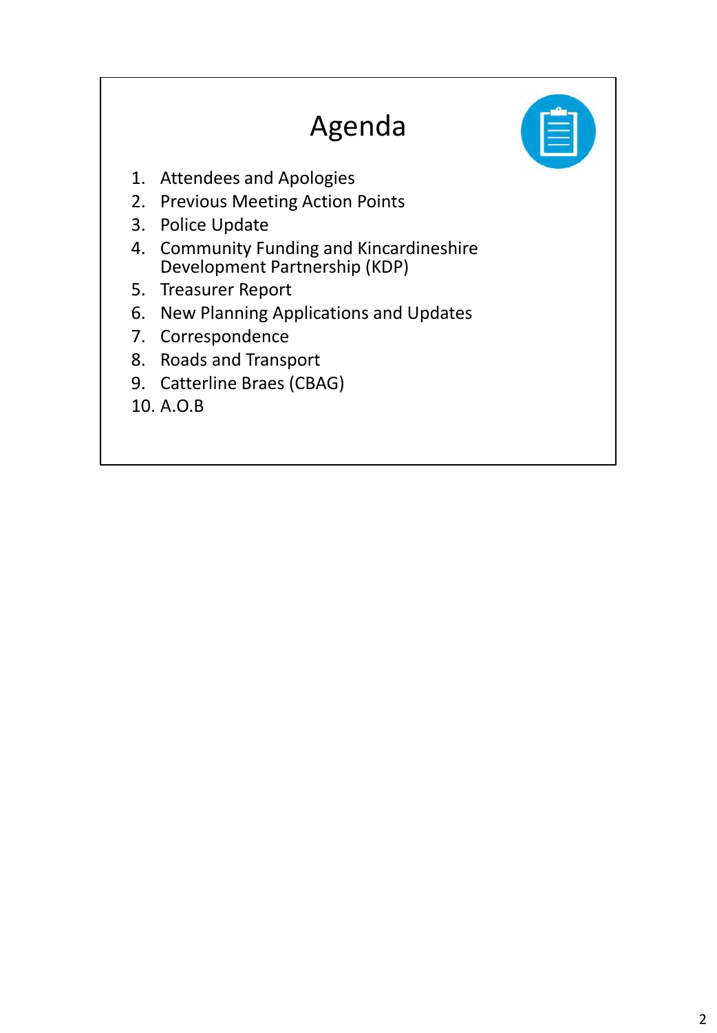# Agenda

1. Attendees and Apologies
2. Previous Meeting Action Points
3. Police Update
4. Community Funding and Kincardineshire Development Partnership (KDP)
5. Treasurer Report
6. New Planning Applications and Updates
7. Correspondence
8. Roads and Transport
9. Catterline Braes (CBAG)
10. A.O.B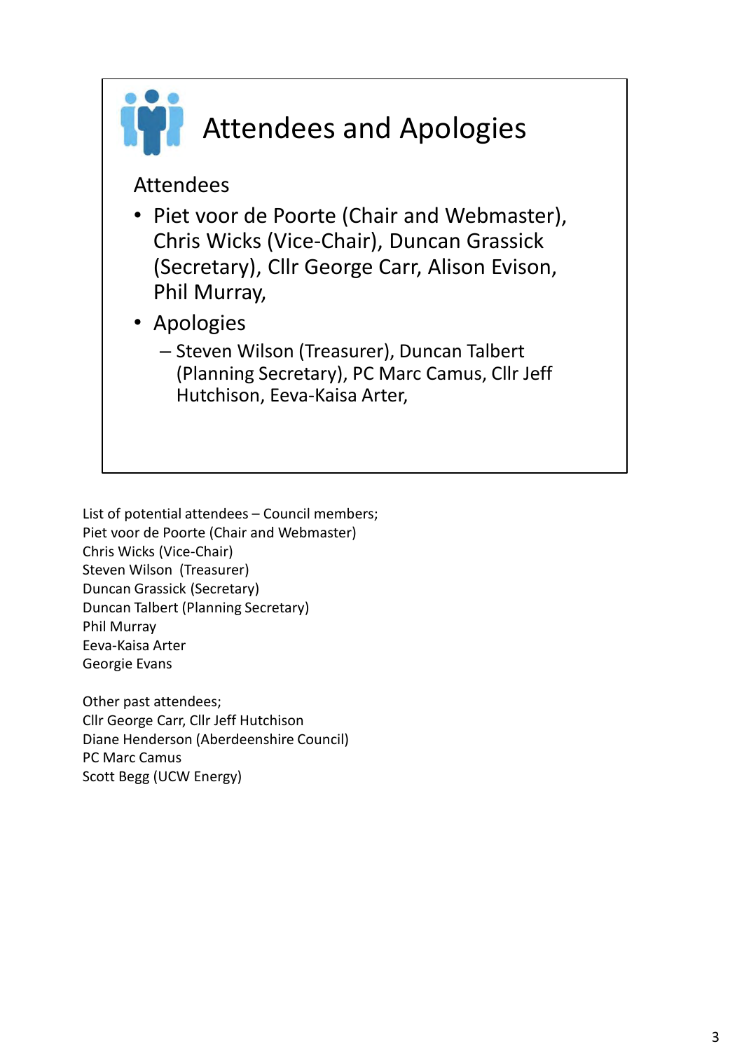# Attendees and Apologies

Attendees

- Piet voor de Poorte (Chair and Webmaster), Chris Wicks (Vice-Chair), Duncan Grassick (Secretary), Cllr George Carr, Alison Evison, Phil Murray,
- Apologies
  - Steven Wilson (Treasurer), Duncan Talbert (Planning Secretary), PC Marc Camus, Cllr Jeff Hutchison, Eeva-Kaisa Arter,

List of potential attendees – Council members;
Piet voor de Poorte (Chair and Webmaster)
Chris Wicks (Vice-Chair)
Steven Wilson (Treasurer)
Duncan Grassick (Secretary)
Duncan Talbert (Planning Secretary)
Phil Murray
Eeva-Kaisa Arter
Georgie Evans

Other past attendees;
Cllr George Carr, Cllr Jeff Hutchison
Diane Henderson (Aberdeenshire Council)
PC Marc Camus
Scott Begg (UCW Energy)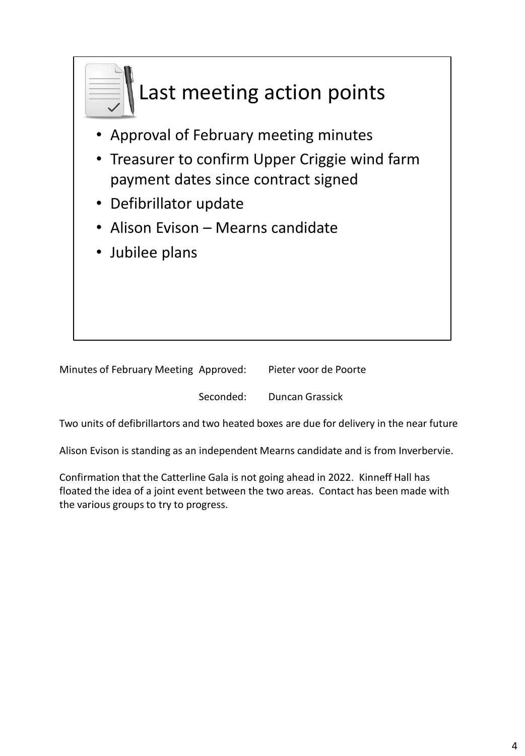# Last meeting action points

- Approval of February meeting minutes
- Treasurer to confirm Upper Criggie wind farm payment dates since contract signed
- Defibrillator update
- Alison Evison – Mearns candidate
- Jubilee plans

Minutes of February Meeting Approved: Pieter voor de Poorte

Seconded: Duncan Grassick

Two units of defibrillartors and two heated boxes are due for delivery in the near future

Alison Evison is standing as an independent Mearns candidate and is from Inverbervie.

Confirmation that the Catterline Gala is not going ahead in 2022. Kinneff Hall has floated the idea of a joint event between the two areas. Contact has been made with the various groups to try to progress.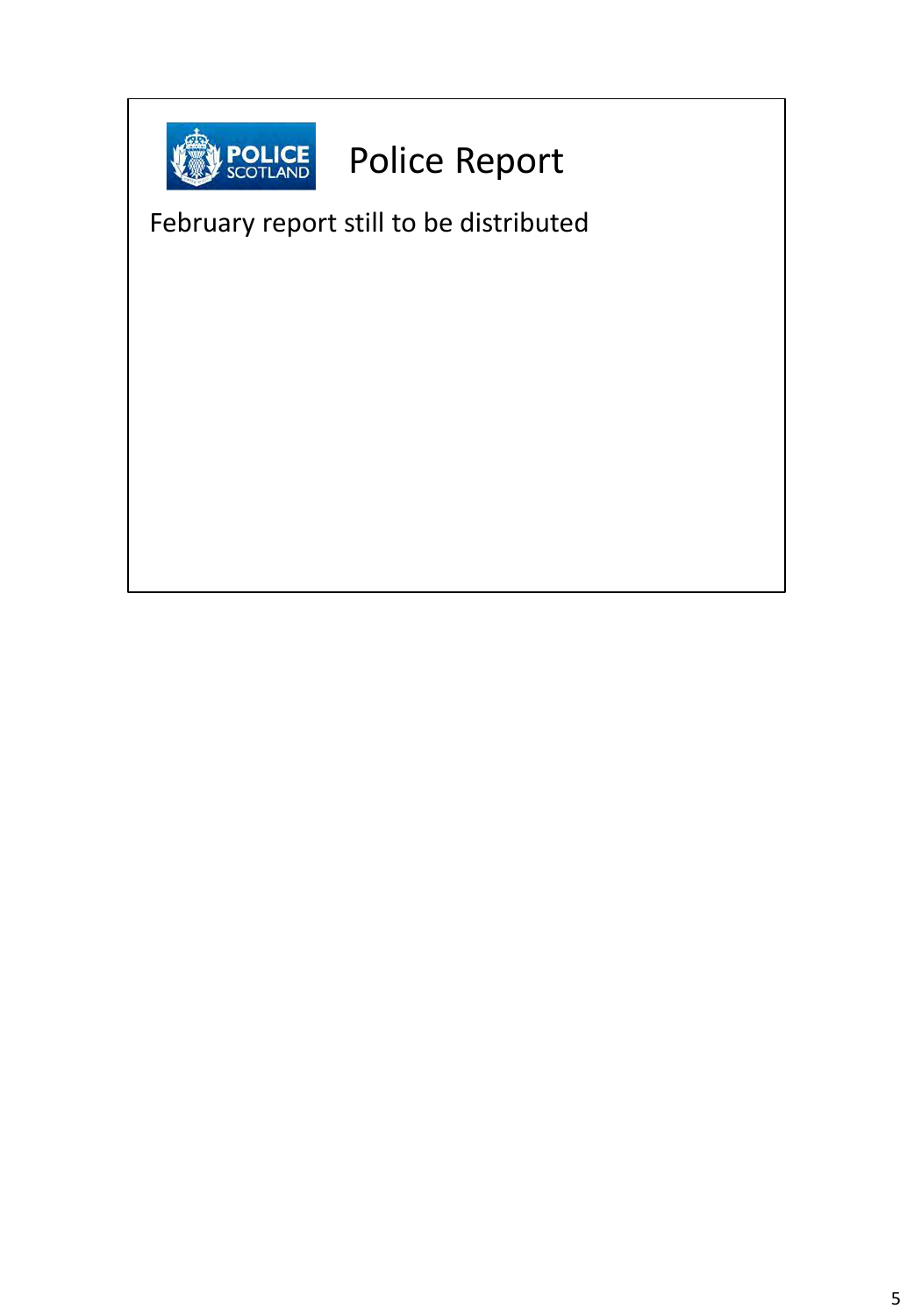# Police Report

February report still to be distributed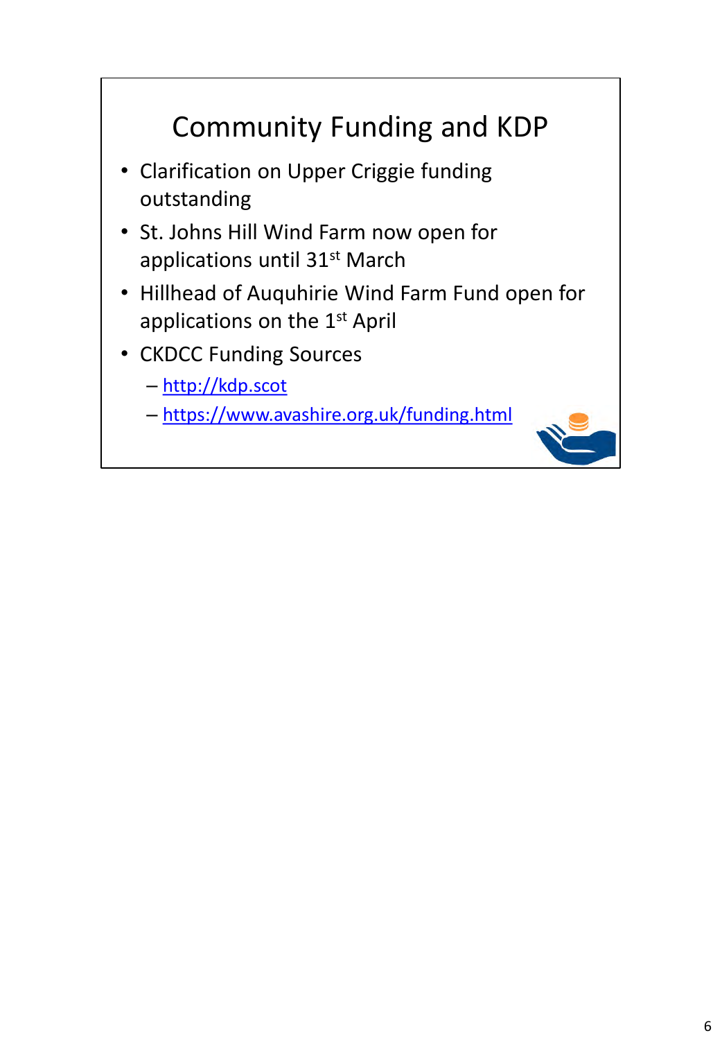# Community Funding and KDP

- Clarification on Upper Criggie funding outstanding
- St. Johns Hill Wind Farm now open for applications until 31st March
- Hillhead of Auquhirie Wind Farm Fund open for applications on the 1st April
- CKDCC Funding Sources
  - http://kdp.scot
  - https://www.avashire.org.uk/funding.html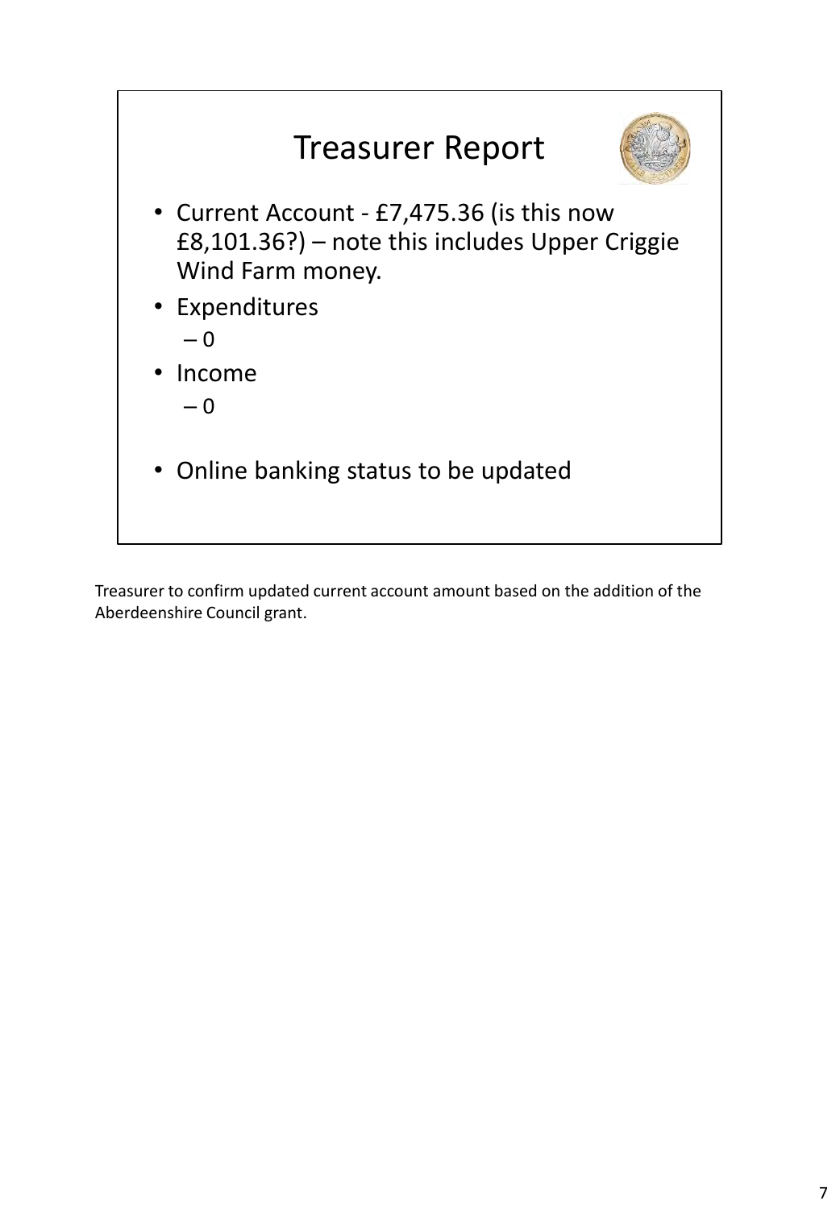# Treasurer Report

- Current Account - £7,475.36 (is this now £8,101.36?) – note this includes Upper Criggie Wind Farm money.
- Expenditures
  - 0
- Income
  - 0
- Online banking status to be updated

Treasurer to confirm updated current account amount based on the addition of the Aberdeenshire Council grant.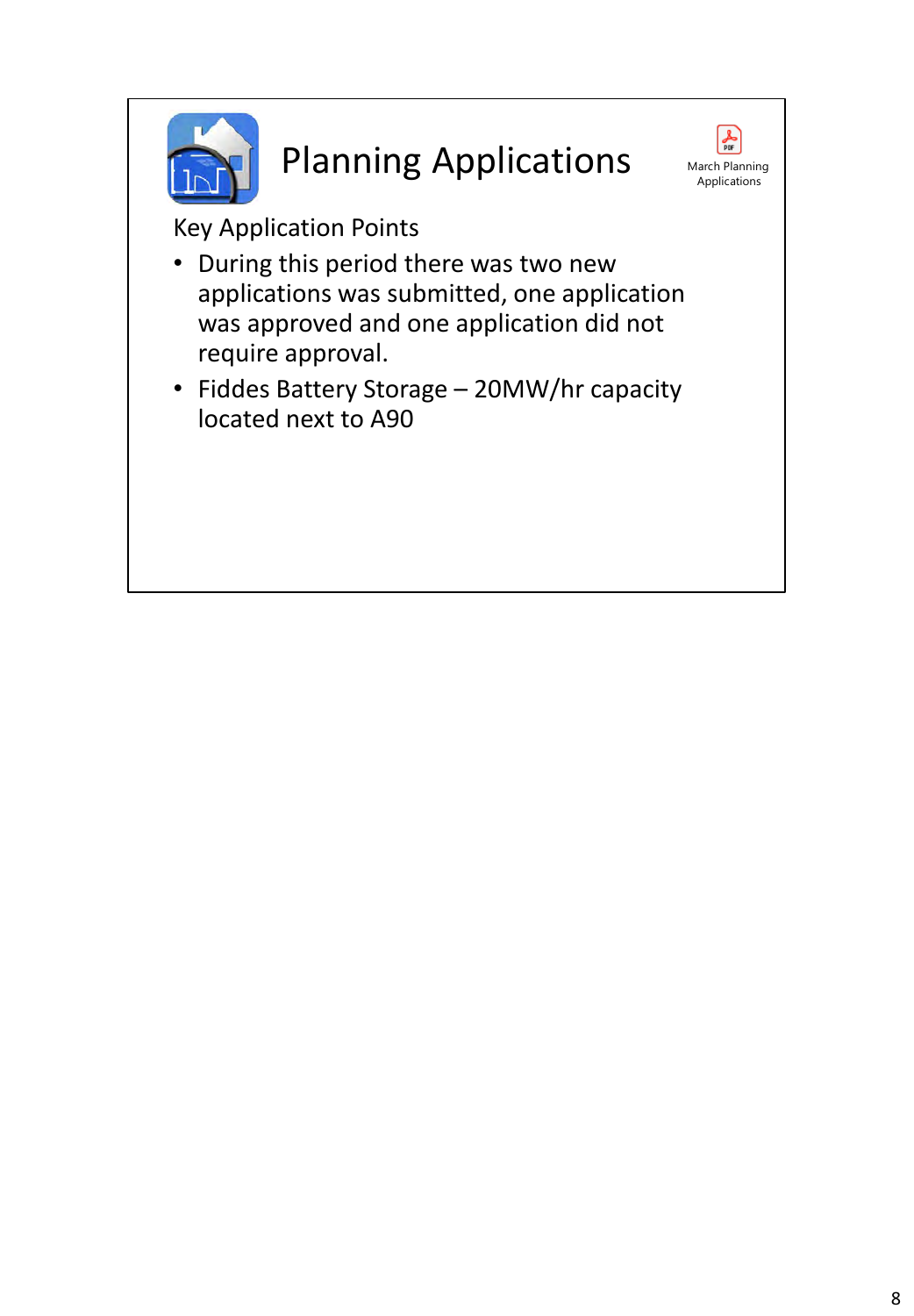# Planning Applications

March Planning Applications

Key Application Points

- During this period there was two new applications was submitted, one application was approved and one application did not require approval.
- Fiddes Battery Storage – 20MW/hr capacity located next to A90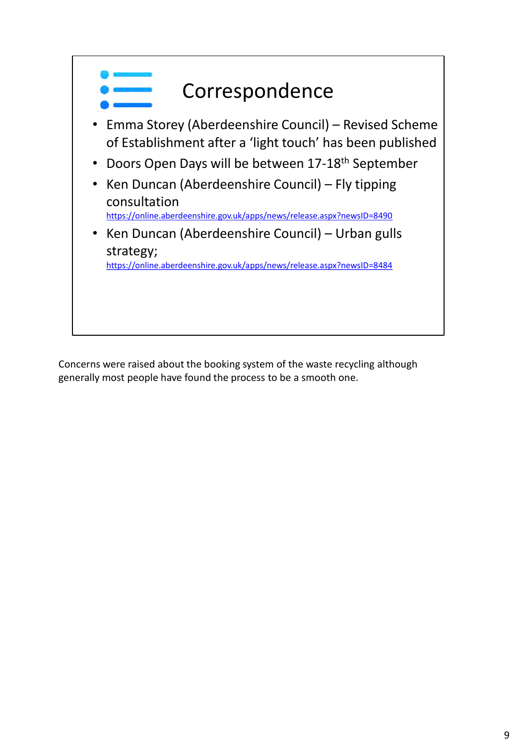# Correspondence

- Emma Storey (Aberdeenshire Council) – Revised Scheme of Establishment after a 'light touch' has been published
- Doors Open Days will be between 17-18th September
- Ken Duncan (Aberdeenshire Council) – Fly tipping consultation https://online.aberdeenshire.gov.uk/apps/news/release.aspx?newsID=8490
- Ken Duncan (Aberdeenshire Council) – Urban gulls strategy; https://online.aberdeenshire.gov.uk/apps/news/release.aspx?newsID=8484

Concerns were raised about the booking system of the waste recycling although generally most people have found the process to be a smooth one.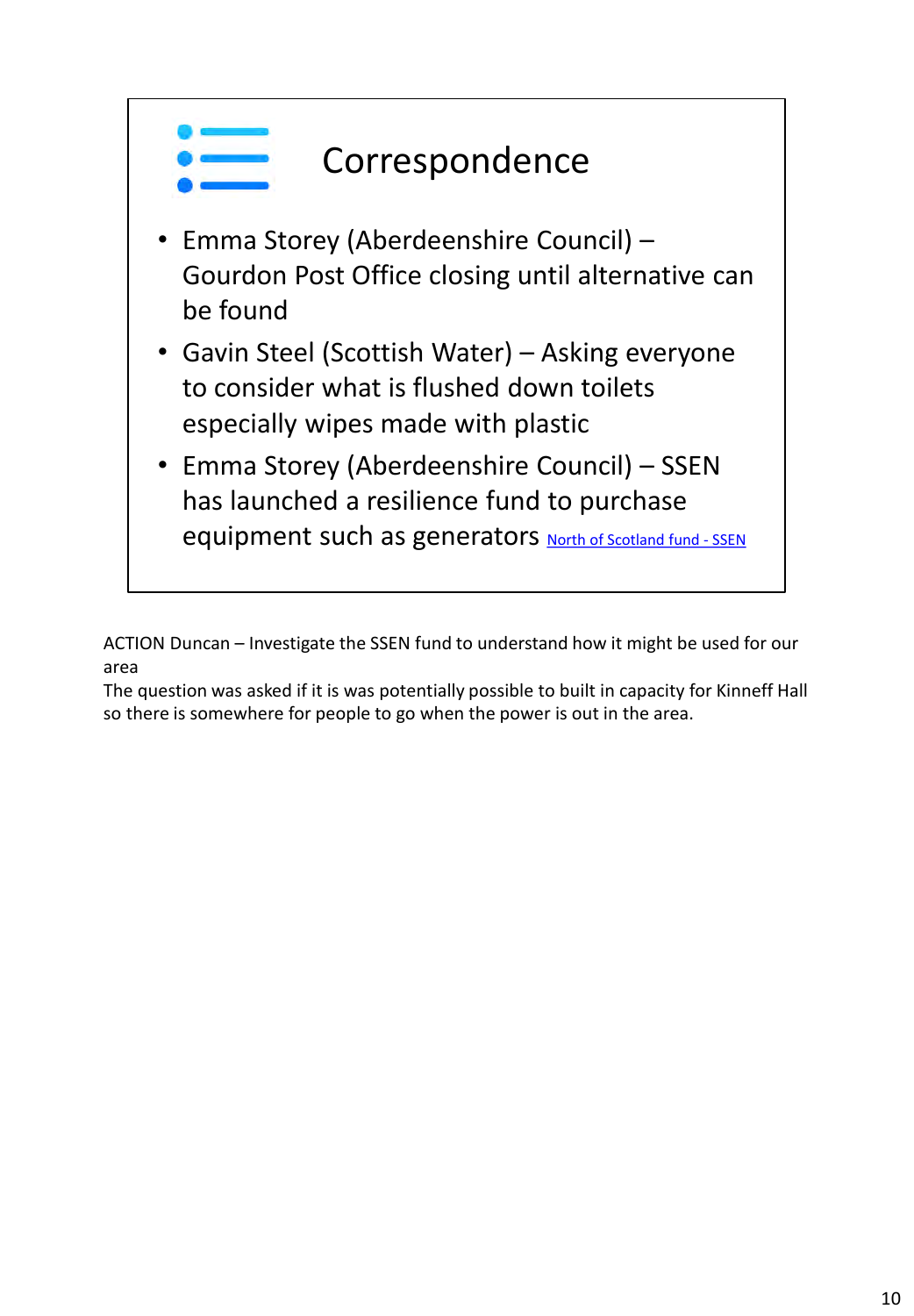## Correspondence

- Emma Storey (Aberdeenshire Council) – Gourdon Post Office closing until alternative can be found
- Gavin Steel (Scottish Water) – Asking everyone to consider what is flushed down toilets especially wipes made with plastic
- Emma Storey (Aberdeenshire Council) – SSEN has launched a resilience fund to purchase equipment such as generators North of Scotland fund - SSEN

ACTION Duncan – Investigate the SSEN fund to understand how it might be used for our area
The question was asked if it is was potentially possible to built in capacity for Kinneff Hall so there is somewhere for people to go when the power is out in the area.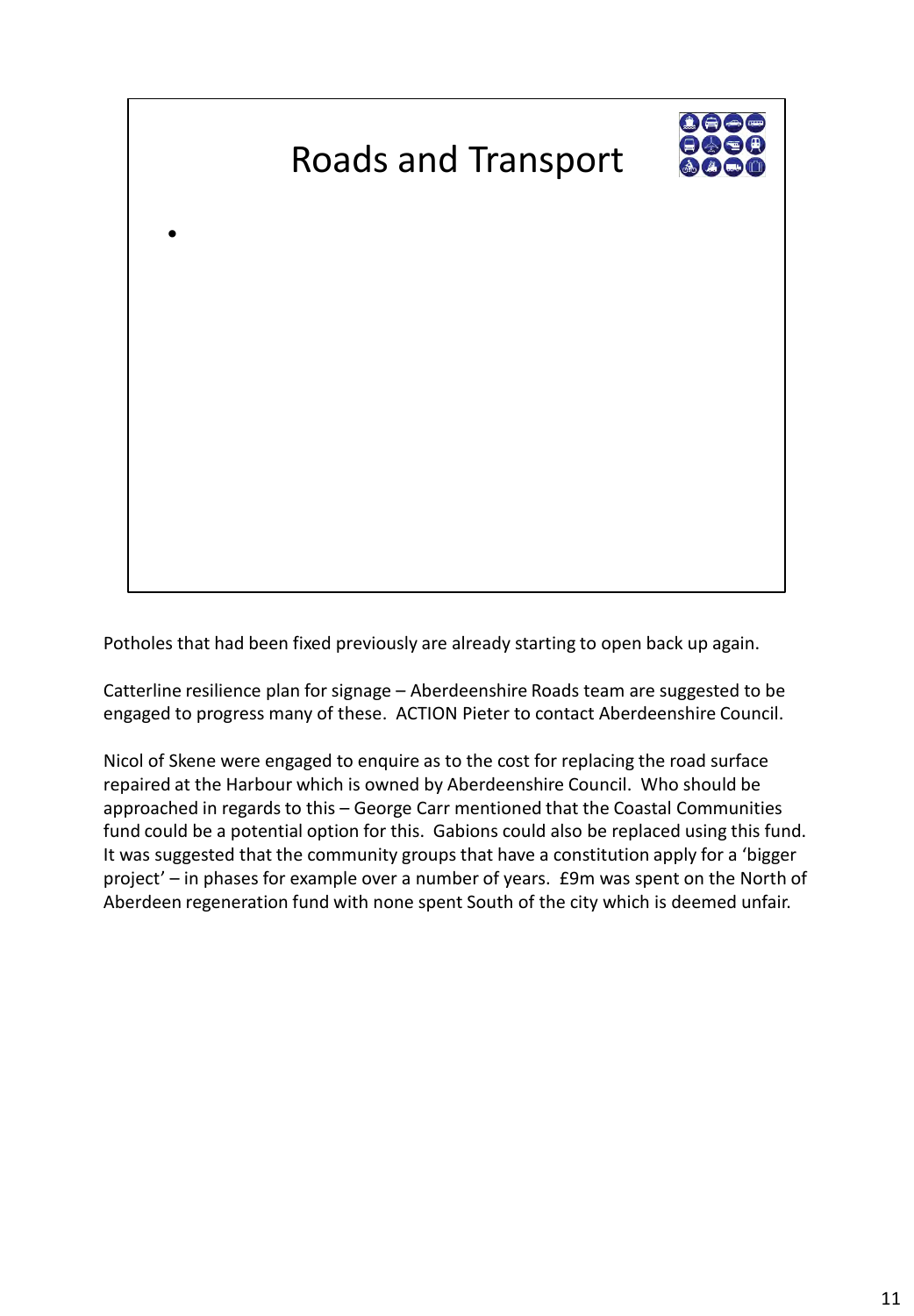# Roads and Transport

•

Potholes that had been fixed previously are already starting to open back up again.

Catterline resilience plan for signage – Aberdeenshire Roads team are suggested to be engaged to progress many of these. ACTION Pieter to contact Aberdeenshire Council.

Nicol of Skene were engaged to enquire as to the cost for replacing the road surface repaired at the Harbour which is owned by Aberdeenshire Council. Who should be approached in regards to this – George Carr mentioned that the Coastal Communities fund could be a potential option for this. Gabions could also be replaced using this fund. It was suggested that the community groups that have a constitution apply for a 'bigger project' – in phases for example over a number of years. £9m was spent on the North of Aberdeen regeneration fund with none spent South of the city which is deemed unfair.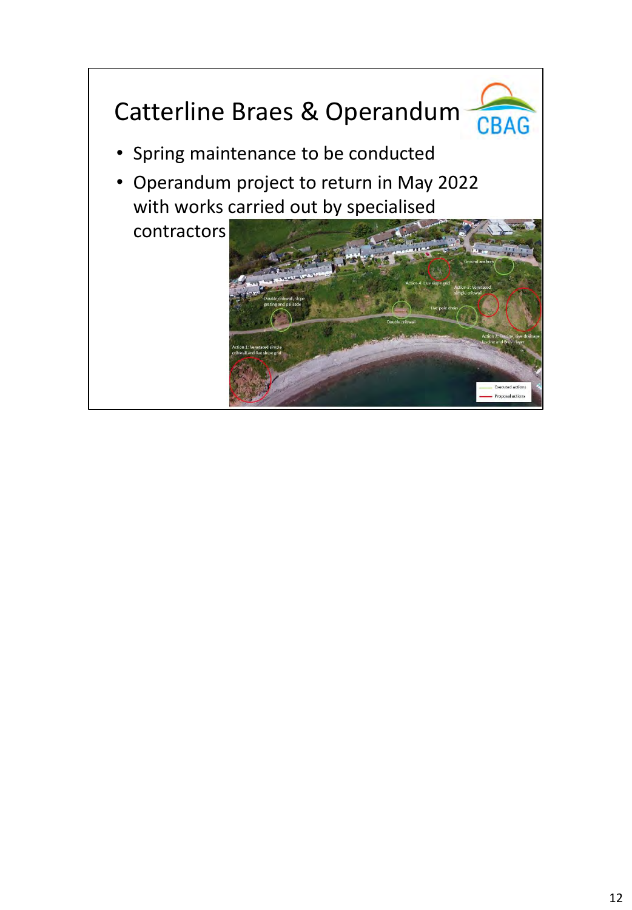# Catterline Braes & Operandum

CBAG

- Spring maintenance to be conducted
- Operandum project to return in May 2022 with works carried out by specialised contractors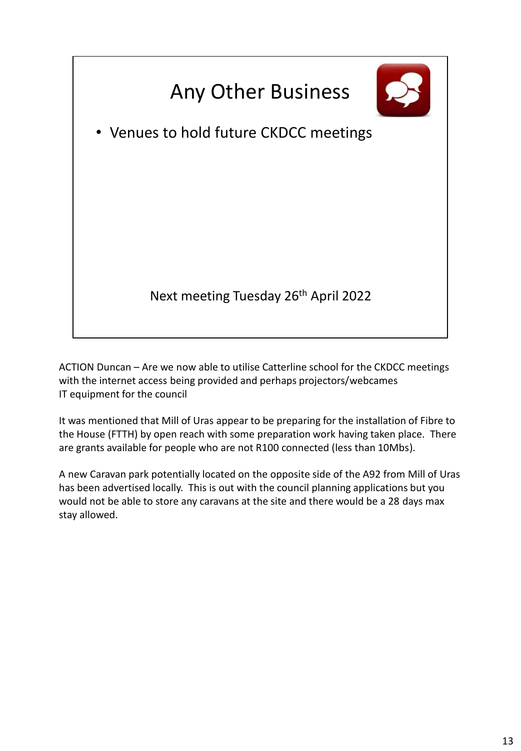# Any Other Business

- Venues to hold future CKDCC meetings

Next meeting Tuesday 26th April 2022

ACTION Duncan – Are we now able to utilise Catterline school for the CKDCC meetings with the internet access being provided and perhaps projectors/webcames IT equipment for the council

It was mentioned that Mill of Uras appear to be preparing for the installation of Fibre to the House (FTTH) by open reach with some preparation work having taken place. There are grants available for people who are not R100 connected (less than 10Mbs).

A new Caravan park potentially located on the opposite side of the A92 from Mill of Uras has been advertised locally. This is out with the council planning applications but you would not be able to store any caravans at the site and there would be a 28 days max stay allowed.